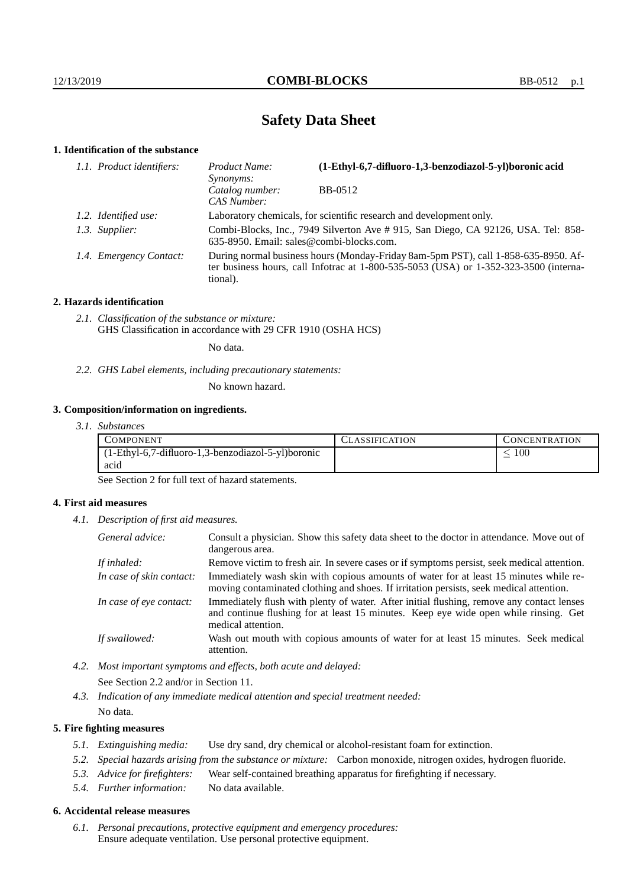# Safety Data Sheet

## 1. Identification of the substance

*1.1. Product identifiers:*
- *Product Name:* **(1-Ethyl-6,7-difluoro-1,3-benzodiazol-5-yl)boronic acid**
- *Synonyms:*
- *Catalog number:* BB-0512
- *CAS Number:*

*1.2. Identified use:* Laboratory chemicals, for scientific research and development only.

*1.3. Supplier:* Combi-Blocks, Inc., 7949 Silverton Ave # 915, San Diego, CA 92126, USA. Tel: 858-635-8950. Email: sales@combi-blocks.com.

*1.4. Emergency Contact:* During normal business hours (Monday-Friday 8am-5pm PST), call 1-858-635-8950. After business hours, call Infotrac at 1-800-535-5053 (USA) or 1-352-323-3500 (international).

## 2. Hazards identification

*2.1. Classification of the substance or mixture:*
GHS Classification in accordance with 29 CFR 1910 (OSHA HCS)

No data.

*2.2. GHS Label elements, including precautionary statements:*

No known hazard.

## 3. Composition/information on ingredients.

*3.1. Substances*

| COMPONENT | CLASSIFICATION | CONCENTRATION |
|---|---|---|
| (1-Ethyl-6,7-difluoro-1,3-benzodiazol-5-yl)boronic acid | | $\leq 100$ |

See Section 2 for full text of hazard statements.

## 4. First aid measures

*4.1. Description of first aid measures.*

*General advice:* Consult a physician. Show this safety data sheet to the doctor in attendance. Move out of dangerous area.

*If inhaled:* Remove victim to fresh air. In severe cases or if symptoms persist, seek medical attention.

*In case of skin contact:* Immediately wash skin with copious amounts of water for at least 15 minutes while removing contaminated clothing and shoes. If irritation persists, seek medical attention.

*In case of eye contact:* Immediately flush with plenty of water. After initial flushing, remove any contact lenses and continue flushing for at least 15 minutes. Keep eye wide open while rinsing. Get medical attention.

*If swallowed:* Wash out mouth with copious amounts of water for at least 15 minutes. Seek medical attention.

*4.2. Most important symptoms and effects, both acute and delayed:*

See Section 2.2 and/or in Section 11.

*4.3. Indication of any immediate medical attention and special treatment needed:*

No data.

## 5. Fire fighting measures

*5.1. Extinguishing media:* Use dry sand, dry chemical or alcohol-resistant foam for extinction.

*5.2. Special hazards arising from the substance or mixture:* Carbon monoxide, nitrogen oxides, hydrogen fluoride.

*5.3. Advice for firefighters:* Wear self-contained breathing apparatus for firefighting if necessary.

*5.4. Further information:* No data available.

## 6. Accidental release measures

*6.1. Personal precautions, protective equipment and emergency procedures:*
Ensure adequate ventilation. Use personal protective equipment.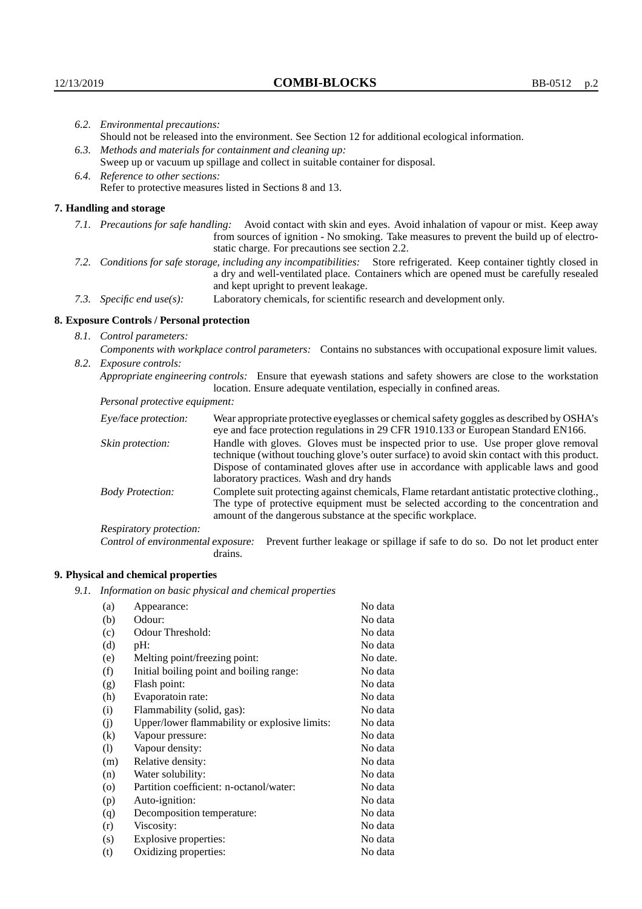*6.2. Environmental precautions:*

Should not be released into the environment. See Section 12 for additional ecological information.

*6.3. Methods and materials for containment and cleaning up:*

Sweep up or vacuum up spillage and collect in suitable container for disposal.

*6.4. Reference to other sections:*

Refer to protective measures listed in Sections 8 and 13.

## 7. Handling and storage

*7.1. Precautions for safe handling:* Avoid contact with skin and eyes. Avoid inhalation of vapour or mist. Keep away from sources of ignition - No smoking. Take measures to prevent the build up of electrostatic charge. For precautions see section 2.2.

*7.2. Conditions for safe storage, including any incompatibilities:* Store refrigerated. Keep container tightly closed in a dry and well-ventilated place. Containers which are opened must be carefully resealed and kept upright to prevent leakage.

*7.3. Specific end use(s):* Laboratory chemicals, for scientific research and development only.

## 8. Exposure Controls / Personal protection

*8.1. Control parameters:*

*Components with workplace control parameters:* Contains no substances with occupational exposure limit values.

*8.2. Exposure controls:*

*Appropriate engineering controls:* Ensure that eyewash stations and safety showers are close to the workstation location. Ensure adequate ventilation, especially in confined areas.

*Personal protective equipment:*

*Eye/face protection:* Wear appropriate protective eyeglasses or chemical safety goggles as described by OSHA's eye and face protection regulations in 29 CFR 1910.133 or European Standard EN166.

*Skin protection:* Handle with gloves. Gloves must be inspected prior to use. Use proper glove removal technique (without touching glove's outer surface) to avoid skin contact with this product. Dispose of contaminated gloves after use in accordance with applicable laws and good laboratory practices. Wash and dry hands

*Body Protection:* Complete suit protecting against chemicals, Flame retardant antistatic protective clothing., The type of protective equipment must be selected according to the concentration and amount of the dangerous substance at the specific workplace.

*Respiratory protection:*

*Control of environmental exposure:* Prevent further leakage or spillage if safe to do so. Do not let product enter drains.

## 9. Physical and chemical properties

*9.1. Information on basic physical and chemical properties*

| | | |
|---|---|---|
| (a) | Appearance: | No data |
| (b) | Odour: | No data |
| (c) | Odour Threshold: | No data |
| (d) | pH: | No data |
| (e) | Melting point/freezing point: | No date. |
| (f) | Initial boiling point and boiling range: | No data |
| (g) | Flash point: | No data |
| (h) | Evaporatoin rate: | No data |
| (i) | Flammability (solid, gas): | No data |
| (j) | Upper/lower flammability or explosive limits: | No data |
| (k) | Vapour pressure: | No data |
| (l) | Vapour density: | No data |
| (m) | Relative density: | No data |
| (n) | Water solubility: | No data |
| (o) | Partition coefficient: n-octanol/water: | No data |
| (p) | Auto-ignition: | No data |
| (q) | Decomposition temperature: | No data |
| (r) | Viscosity: | No data |
| (s) | Explosive properties: | No data |
| (t) | Oxidizing properties: | No data |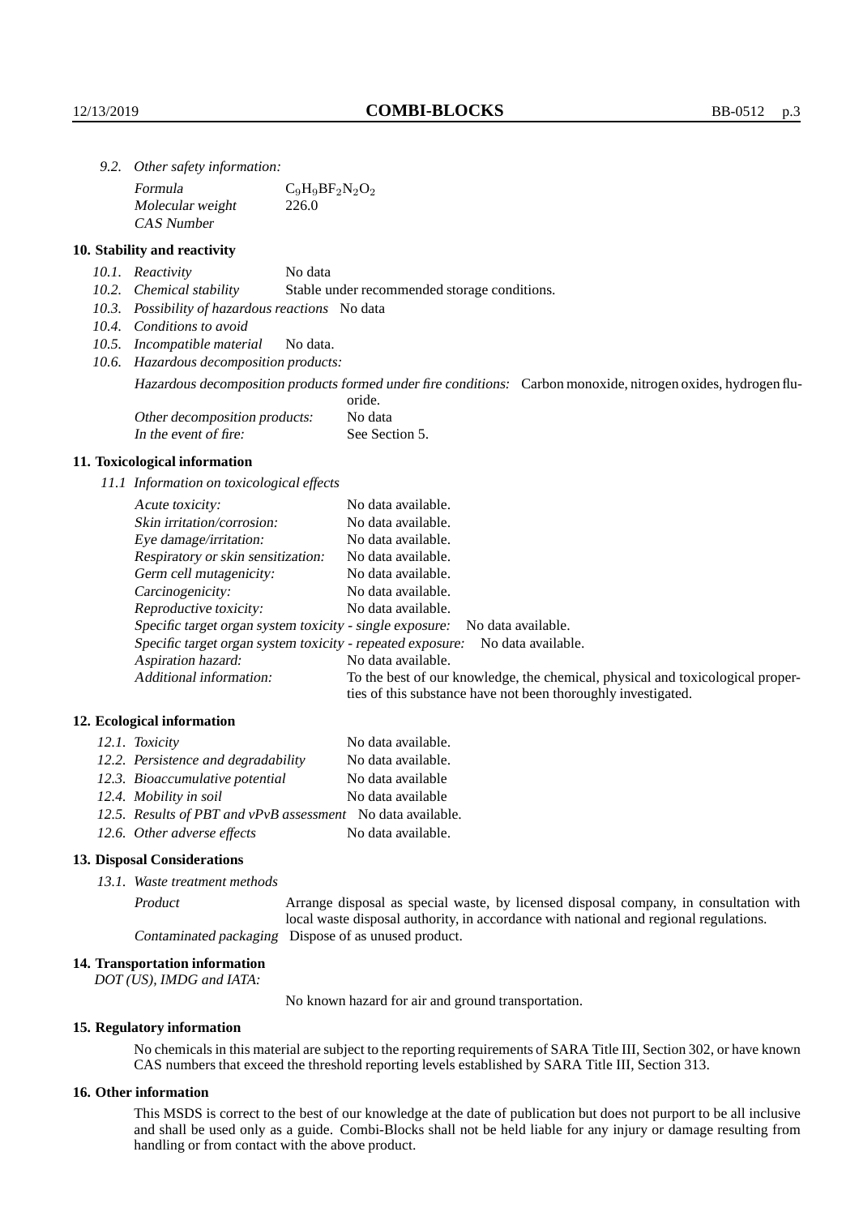*9.2. Other safety information:*

| | |
|---|---|
| *Formula* | $C_9H_9BF_2N_2O_2$ |
| *Molecular weight* | 226.0 |
| *CAS Number* | |

## 10. Stability and reactivity

*10.1. Reactivity* No data

*10.2. Chemical stability* Stable under recommended storage conditions.

*10.3. Possibility of hazardous reactions* No data

*10.4. Conditions to avoid*

*10.5. Incompatible material* No data.

*10.6. Hazardous decomposition products:*

*Hazardous decomposition products formed under fire conditions:* Carbon monoxide, nitrogen oxides, hydrogen fluoride.

| | |
|---|---|
| *Other decomposition products:* | No data |
| *In the event of fire:* | See Section 5. |

## 11. Toxicological information

*11.1 Information on toxicological effects*

| | |
|---|---|
| *Acute toxicity:* | No data available. |
| *Skin irritation/corrosion:* | No data available. |
| *Eye damage/irritation:* | No data available. |
| *Respiratory or skin sensitization:* | No data available. |
| *Germ cell mutagenicity:* | No data available. |
| *Carcinogenicity:* | No data available. |
| *Reproductive toxicity:* | No data available. |
| *Specific target organ system toxicity - single exposure:* | No data available. |
| *Specific target organ system toxicity - repeated exposure:* | No data available. |
| *Aspiration hazard:* | No data available. |
| *Additional information:* | To the best of our knowledge, the chemical, physical and toxicological properties of this substance have not been thoroughly investigated. |

## 12. Ecological information

| | |
|---|---|
| *12.1. Toxicity* | No data available. |
| *12.2. Persistence and degradability* | No data available. |
| *12.3. Bioaccumulative potential* | No data available |
| *12.4. Mobility in soil* | No data available |
| *12.5. Results of PBT and vPvB assessment* | No data available. |
| *12.6. Other adverse effects* | No data available. |

## 13. Disposal Considerations

*13.1. Waste treatment methods*

| | |
|---|---|
| *Product* | Arrange disposal as special waste, by licensed disposal company, in consultation with local waste disposal authority, in accordance with national and regional regulations. |
| *Contaminated packaging* | Dispose of as unused product. |

## 14. Transportation information

*DOT (US), IMDG and IATA:*

No known hazard for air and ground transportation.

## 15. Regulatory information

No chemicals in this material are subject to the reporting requirements of SARA Title III, Section 302, or have known CAS numbers that exceed the threshold reporting levels established by SARA Title III, Section 313.

## 16. Other information

This MSDS is correct to the best of our knowledge at the date of publication but does not purport to be all inclusive and shall be used only as a guide. Combi-Blocks shall not be held liable for any injury or damage resulting from handling or from contact with the above product.